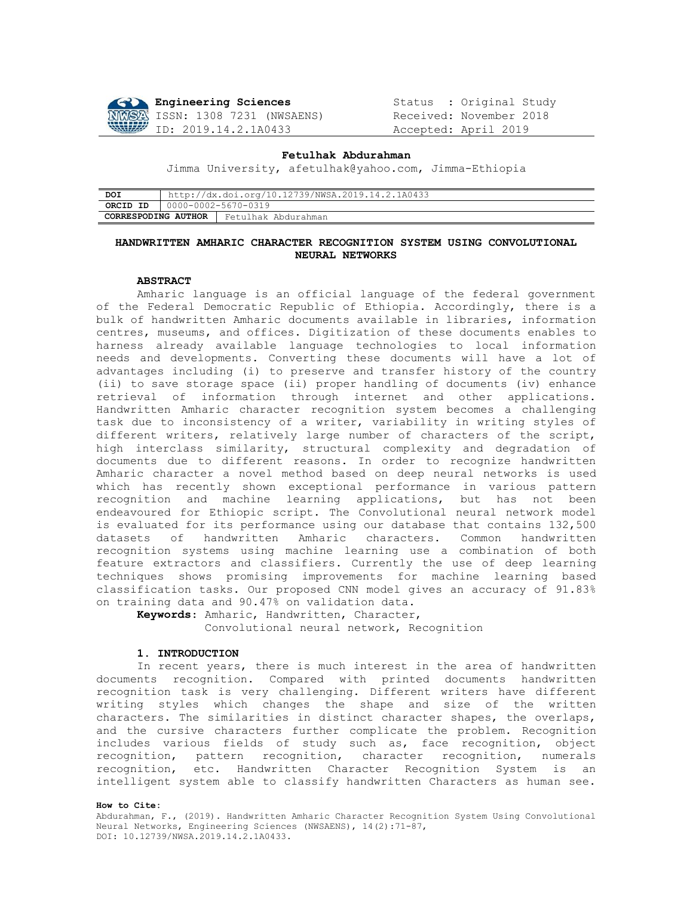**Engineering Sciences**
ISSN: 1308 7231 (NWSAENS)
ID: 2019.14.2.1A0433

Status : Original Study
Received: November 2018
Accepted: April 2019

**Fetulhak Abdurahman**

Jimma University, afetulhak@yahoo.com, Jimma-Ethiopia

| **DOI** | http://dx.doi.org/10.12739/NWSA.2019.14.2.1A0433 |
|---|---|
| **ORCID ID** | 0000-0002-5670-0319 |
| **CORRESPODING AUTHOR** | Fetulhak Abdurahman |

# HANDWRITTEN AMHARIC CHARACTER RECOGNITION SYSTEM USING CONVOLUTIONAL NEURAL NETWORKS

## ABSTRACT

Amharic language is an official language of the federal government of the Federal Democratic Republic of Ethiopia. Accordingly, there is a bulk of handwritten Amharic documents available in libraries, information centres, museums, and offices. Digitization of these documents enables to harness already available language technologies to local information needs and developments. Converting these documents will have a lot of advantages including (i) to preserve and transfer history of the country (ii) to save storage space (ii) proper handling of documents (iv) enhance retrieval of information through internet and other applications. Handwritten Amharic character recognition system becomes a challenging task due to inconsistency of a writer, variability in writing styles of different writers, relatively large number of characters of the script, high interclass similarity, structural complexity and degradation of documents due to different reasons. In order to recognize handwritten Amharic character a novel method based on deep neural networks is used which has recently shown exceptional performance in various pattern recognition and machine learning applications, but has not been endeavoured for Ethiopic script. The Convolutional neural network model is evaluated for its performance using our database that contains 132,500 datasets of handwritten Amharic characters. Common handwritten recognition systems using machine learning use a combination of both feature extractors and classifiers. Currently the use of deep learning techniques shows promising improvements for machine learning based classification tasks. Our proposed CNN model gives an accuracy of 91.83% on training data and 90.47% on validation data.

**Keywords:** Amharic, Handwritten, Character, Convolutional neural network, Recognition

## 1. INTRODUCTION

In recent years, there is much interest in the area of handwritten documents recognition. Compared with printed documents handwritten recognition task is very challenging. Different writers have different writing styles which changes the shape and size of the written characters. The similarities in distinct character shapes, the overlaps, and the cursive characters further complicate the problem. Recognition includes various fields of study such as, face recognition, object recognition, pattern recognition, character recognition, numerals recognition, etc. Handwritten Character Recognition System is an intelligent system able to classify handwritten Characters as human see.

**How to Cite:**
Abdurahman, F., (2019). Handwritten Amharic Character Recognition System Using Convolutional Neural Networks, Engineering Sciences (NWSAENS), 14(2):71-87, DOI: 10.12739/NWSA.2019.14.2.1A0433.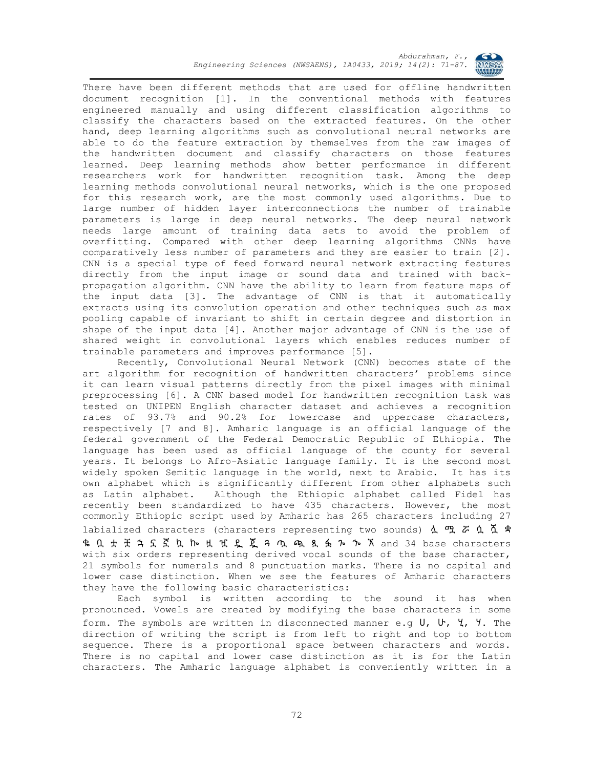There have been different methods that are used for offline handwritten document recognition [1]. In the conventional methods with features engineered manually and using different classification algorithms to classify the characters based on the extracted features. On the other hand, deep learning algorithms such as convolutional neural networks are able to do the feature extraction by themselves from the raw images of the handwritten document and classify characters on those features learned. Deep learning methods show better performance in different researchers work for handwritten recognition task. Among the deep learning methods convolutional neural networks, which is the one proposed for this research work, are the most commonly used algorithms. Due to large number of hidden layer interconnections the number of trainable parameters is large in deep neural networks. The deep neural network needs large amount of training data sets to avoid the problem of overfitting. Compared with other deep learning algorithms CNNs have comparatively less number of parameters and they are easier to train [2]. CNN is a special type of feed forward neural network extracting features directly from the input image or sound data and trained with back-propagation algorithm. CNN have the ability to learn from feature maps of the input data [3]. The advantage of CNN is that it automatically extracts using its convolution operation and other techniques such as max pooling capable of invariant to shift in certain degree and distortion in shape of the input data [4]. Another major advantage of CNN is the use of shared weight in convolutional layers which enables reduces number of trainable parameters and improves performance [5].

Recently, Convolutional Neural Network (CNN) becomes state of the art algorithm for recognition of handwritten characters' problems since it can learn visual patterns directly from the pixel images with minimal preprocessing [6]. A CNN based model for handwritten recognition task was tested on UNIPEN English character dataset and achieves a recognition rates of 93.7% and 90.2% for lowercase and uppercase characters, respectively [7 and 8]. Amharic language is an official language of the federal government of the Federal Democratic Republic of Ethiopia. The language has been used as official language of the county for several years. It belongs to Afro-Asiatic language family. It is the second most widely spoken Semitic language in the world, next to Arabic. It has its own alphabet which is significantly different from other alphabets such as Latin alphabet. Although the Ethiopic alphabet called Fidel has recently been standardized to have 435 characters. However, the most commonly Ethiopic script used by Amharic has 265 characters including 27 labialized characters (characters representing two sounds) ሏ ሟ ሯ ሷ ሿ ቋ ቈ ቧ ቷ ቿ ኋ ኗ ኟ ኳ ኰ ዟ ዧ ዷ ጇ ጓ ጧ ጯ ጿ ፏ ጐ ጐ ኧ and 34 base characters with six orders representing derived vocal sounds of the base character, 21 symbols for numerals and 8 punctuation marks. There is no capital and lower case distinction. When we see the features of Amharic characters they have the following basic characteristics:

Each symbol is written according to the sound it has when pronounced. Vowels are created by modifying the base characters in some form. The symbols are written in disconnected manner e.g ሀ, ሁ, ሂ, ሃ. The direction of writing the script is from left to right and top to bottom sequence. There is a proportional space between characters and words. There is no capital and lower case distinction as it is for the Latin characters. The Amharic language alphabet is conveniently written in a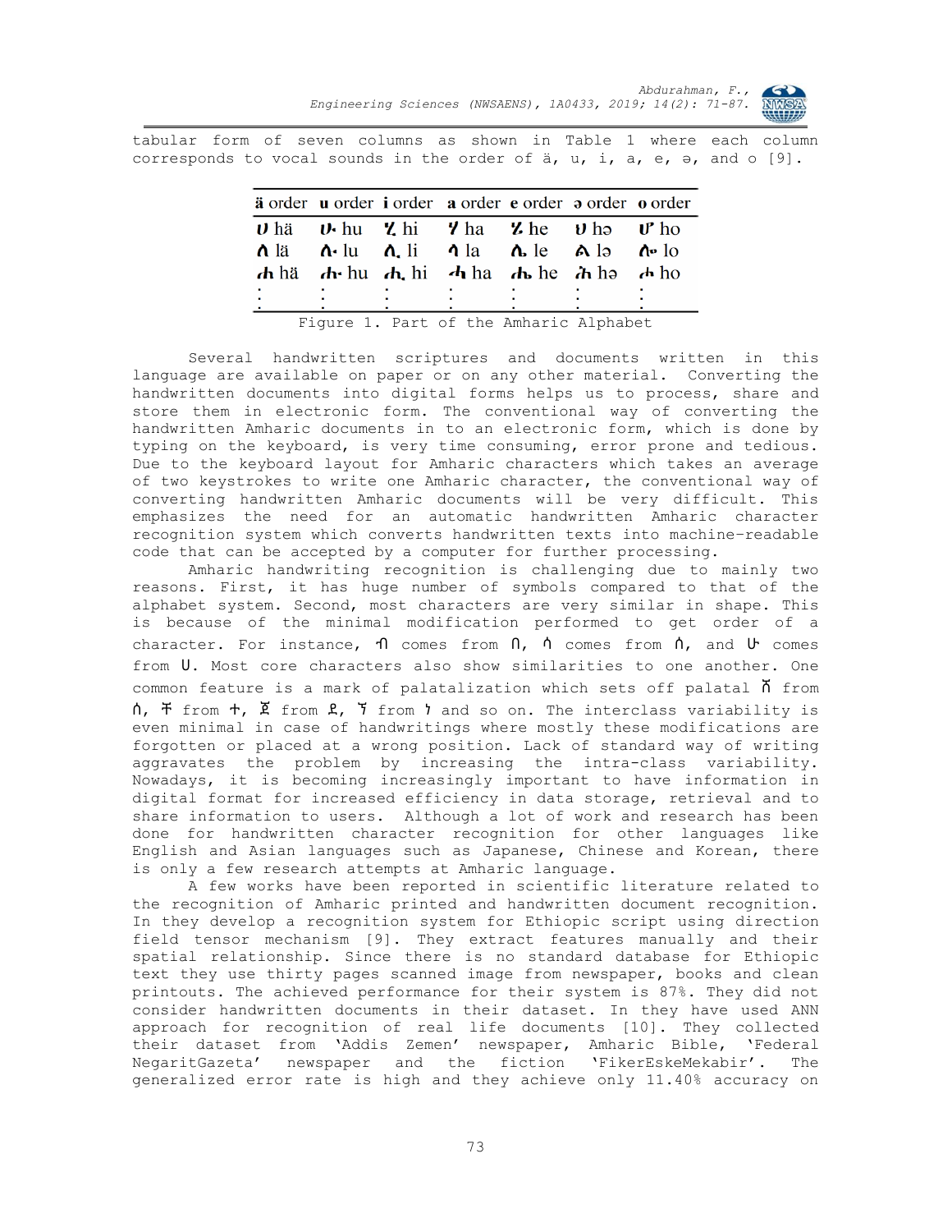tabular form of seven columns as shown in Table 1 where each column corresponds to vocal sounds in the order of ä, u, i, a, e, ə, and o [9].

| ä order | u order | i order | a order | e order | ə order | o order |
|---|---|---|---|---|---|---|
| ሀ hä | ሁ hu | ሂ hi | ሃ ha | ሄ he | ህ hə | ሆ ho |
| ለ lä | ሉ lu | ሊ li | ላ la | ሌ le | ል lə | ሎ lo |
| ሐ hä | ሑ hu | ሒ hi | ሓ ha | ሔ he | ሕ hə | ሖ ho |
| ⋮ | ⋮ | ⋮ | ⋮ | ⋮ | ⋮ | ⋮ |

Figure 1. Part of the Amharic Alphabet

Several handwritten scriptures and documents written in this language are available on paper or on any other material. Converting the handwritten documents into digital forms helps us to process, share and store them in electronic form. The conventional way of converting the handwritten Amharic documents in to an electronic form, which is done by typing on the keyboard, is very time consuming, error prone and tedious. Due to the keyboard layout for Amharic characters which takes an average of two keystrokes to write one Amharic character, the conventional way of converting handwritten Amharic documents will be very difficult. This emphasizes the need for an automatic handwritten Amharic character recognition system which converts handwritten texts into machine-readable code that can be accepted by a computer for further processing.

Amharic handwriting recognition is challenging due to mainly two reasons. First, it has huge number of symbols compared to that of the alphabet system. Second, most characters are very similar in shape. This is because of the minimal modification performed to get order of a character. For instance, ቡ comes from በ, ሱ comes from ሰ, and ሁ comes from ሀ. Most core characters also show similarities to one another. One common feature is a mark of palatalization which sets off palatal ሸ from ሰ, ቸ from ተ, ጀ from ደ, ኘ from ነ and so on. The interclass variability is even minimal in case of handwritings where mostly these modifications are forgotten or placed at a wrong position. Lack of standard way of writing aggravates the problem by increasing the intra-class variability. Nowadays, it is becoming increasingly important to have information in digital format for increased efficiency in data storage, retrieval and to share information to users. Although a lot of work and research has been done for handwritten character recognition for other languages like English and Asian languages such as Japanese, Chinese and Korean, there is only a few research attempts at Amharic language.

A few works have been reported in scientific literature related to the recognition of Amharic printed and handwritten document recognition. In they develop a recognition system for Ethiopic script using direction field tensor mechanism [9]. They extract features manually and their spatial relationship. Since there is no standard database for Ethiopic text they use thirty pages scanned image from newspaper, books and clean printouts. The achieved performance for their system is 87%. They did not consider handwritten documents in their dataset. In they have used ANN approach for recognition of real life documents [10]. They collected their dataset from 'Addis Zemen' newspaper, Amharic Bible, 'Federal NegaritGazeta' newspaper and the fiction 'FikerEskeMekabir'. The generalized error rate is high and they achieve only 11.40% accuracy on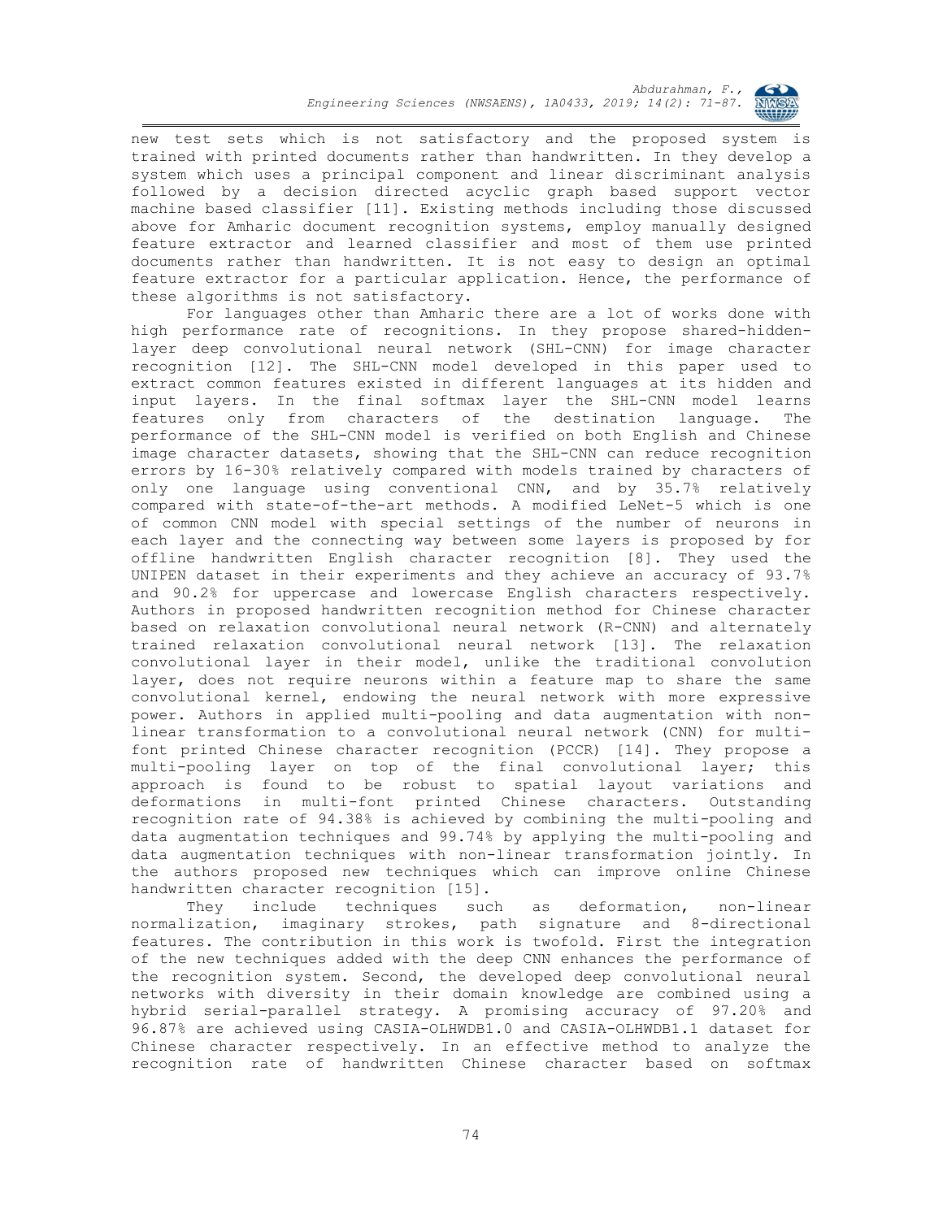new test sets which is not satisfactory and the proposed system is trained with printed documents rather than handwritten. In they develop a system which uses a principal component and linear discriminant analysis followed by a decision directed acyclic graph based support vector machine based classifier [11]. Existing methods including those discussed above for Amharic document recognition systems, employ manually designed feature extractor and learned classifier and most of them use printed documents rather than handwritten. It is not easy to design an optimal feature extractor for a particular application. Hence, the performance of these algorithms is not satisfactory.

For languages other than Amharic there are a lot of works done with high performance rate of recognitions. In they propose shared-hidden-layer deep convolutional neural network (SHL-CNN) for image character recognition [12]. The SHL-CNN model developed in this paper used to extract common features existed in different languages at its hidden and input layers. In the final softmax layer the SHL-CNN model learns features only from characters of the destination language. The performance of the SHL-CNN model is verified on both English and Chinese image character datasets, showing that the SHL-CNN can reduce recognition errors by 16-30% relatively compared with models trained by characters of only one language using conventional CNN, and by 35.7% relatively compared with state-of-the-art methods. A modified LeNet-5 which is one of common CNN model with special settings of the number of neurons in each layer and the connecting way between some layers is proposed by for offline handwritten English character recognition [8]. They used the UNIPEN dataset in their experiments and they achieve an accuracy of 93.7% and 90.2% for uppercase and lowercase English characters respectively. Authors in proposed handwritten recognition method for Chinese character based on relaxation convolutional neural network (R-CNN) and alternately trained relaxation convolutional neural network [13]. The relaxation convolutional layer in their model, unlike the traditional convolution layer, does not require neurons within a feature map to share the same convolutional kernel, endowing the neural network with more expressive power. Authors in applied multi-pooling and data augmentation with non-linear transformation to a convolutional neural network (CNN) for multi-font printed Chinese character recognition (PCCR) [14]. They propose a multi-pooling layer on top of the final convolutional layer; this approach is found to be robust to spatial layout variations and deformations in multi-font printed Chinese characters. Outstanding recognition rate of 94.38% is achieved by combining the multi-pooling and data augmentation techniques and 99.74% by applying the multi-pooling and data augmentation techniques with non-linear transformation jointly. In the authors proposed new techniques which can improve online Chinese handwritten character recognition [15].

They include techniques such as deformation, non-linear normalization, imaginary strokes, path signature and 8-directional features. The contribution in this work is twofold. First the integration of the new techniques added with the deep CNN enhances the performance of the recognition system. Second, the developed deep convolutional neural networks with diversity in their domain knowledge are combined using a hybrid serial-parallel strategy. A promising accuracy of 97.20% and 96.87% are achieved using CASIA-OLHWDB1.0 and CASIA-OLHWDB1.1 dataset for Chinese character respectively. In an effective method to analyze the recognition rate of handwritten Chinese character based on softmax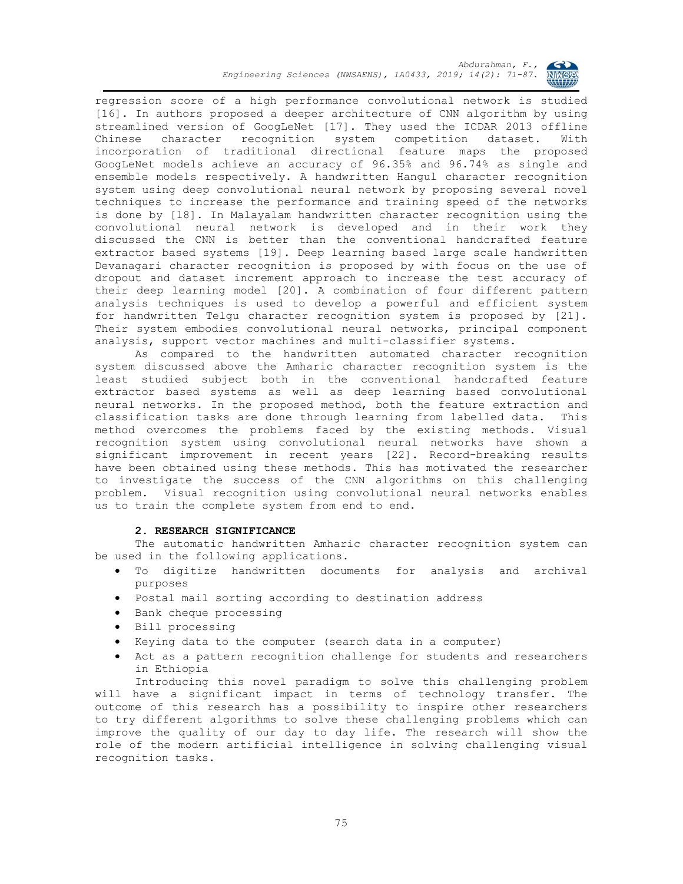regression score of a high performance convolutional network is studied [16]. In authors proposed a deeper architecture of CNN algorithm by using streamlined version of GoogLeNet [17]. They used the ICDAR 2013 offline Chinese character recognition system competition dataset. With incorporation of traditional directional feature maps the proposed GoogLeNet models achieve an accuracy of 96.35% and 96.74% as single and ensemble models respectively. A handwritten Hangul character recognition system using deep convolutional neural network by proposing several novel techniques to increase the performance and training speed of the networks is done by [18]. In Malayalam handwritten character recognition using the convolutional neural network is developed and in their work they discussed the CNN is better than the conventional handcrafted feature extractor based systems [19]. Deep learning based large scale handwritten Devanagari character recognition is proposed by with focus on the use of dropout and dataset increment approach to increase the test accuracy of their deep learning model [20]. A combination of four different pattern analysis techniques is used to develop a powerful and efficient system for handwritten Telgu character recognition system is proposed by [21]. Their system embodies convolutional neural networks, principal component analysis, support vector machines and multi-classifier systems.

As compared to the handwritten automated character recognition system discussed above the Amharic character recognition system is the least studied subject both in the conventional handcrafted feature extractor based systems as well as deep learning based convolutional neural networks. In the proposed method, both the feature extraction and classification tasks are done through learning from labelled data. This method overcomes the problems faced by the existing methods. Visual recognition system using convolutional neural networks have shown a significant improvement in recent years [22]. Record-breaking results have been obtained using these methods. This has motivated the researcher to investigate the success of the CNN algorithms on this challenging problem. Visual recognition using convolutional neural networks enables us to train the complete system from end to end.

## 2. RESEARCH SIGNIFICANCE

The automatic handwritten Amharic character recognition system can be used in the following applications.

- To digitize handwritten documents for analysis and archival purposes
- Postal mail sorting according to destination address
- Bank cheque processing
- Bill processing
- Keying data to the computer (search data in a computer)
- Act as a pattern recognition challenge for students and researchers in Ethiopia

Introducing this novel paradigm to solve this challenging problem will have a significant impact in terms of technology transfer. The outcome of this research has a possibility to inspire other researchers to try different algorithms to solve these challenging problems which can improve the quality of our day to day life. The research will show the role of the modern artificial intelligence in solving challenging visual recognition tasks.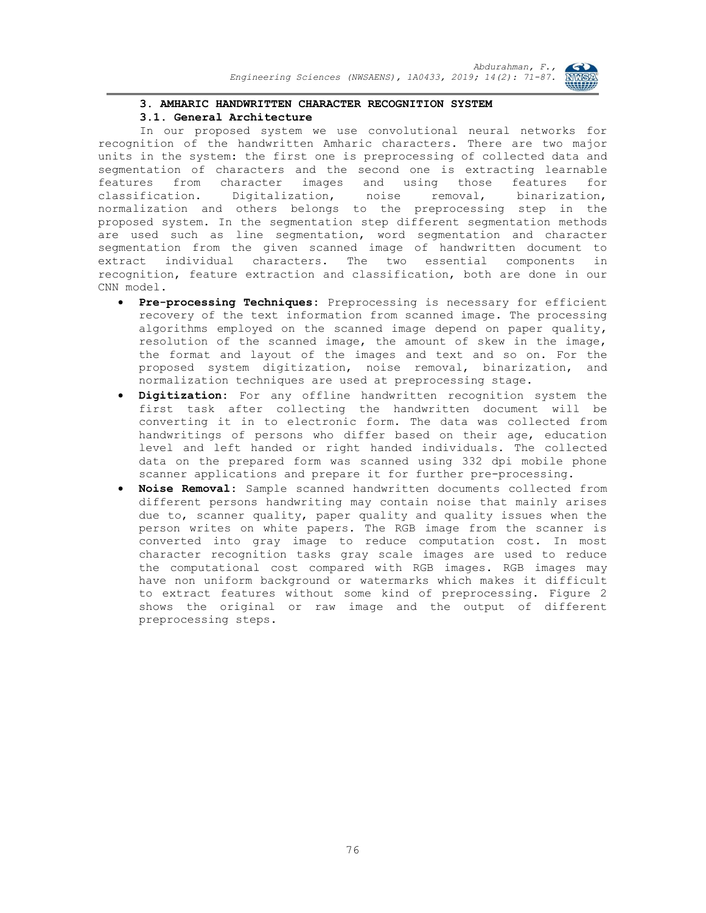## 3. AMHARIC HANDWRITTEN CHARACTER RECOGNITION SYSTEM

### 3.1. General Architecture

In our proposed system we use convolutional neural networks for recognition of the handwritten Amharic characters. There are two major units in the system: the first one is preprocessing of collected data and segmentation of characters and the second one is extracting learnable features from character images and using those features for classification. Digitalization, noise removal, binarization, normalization and others belongs to the preprocessing step in the proposed system. In the segmentation step different segmentation methods are used such as line segmentation, word segmentation and character segmentation from the given scanned image of handwritten document to extract individual characters. The two essential components in recognition, feature extraction and classification, both are done in our CNN model.

- **Pre-processing Techniques:** Preprocessing is necessary for efficient recovery of the text information from scanned image. The processing algorithms employed on the scanned image depend on paper quality, resolution of the scanned image, the amount of skew in the image, the format and layout of the images and text and so on. For the proposed system digitization, noise removal, binarization, and normalization techniques are used at preprocessing stage.
- **Digitization:** For any offline handwritten recognition system the first task after collecting the handwritten document will be converting it in to electronic form. The data was collected from handwritings of persons who differ based on their age, education level and left handed or right handed individuals. The collected data on the prepared form was scanned using 332 dpi mobile phone scanner applications and prepare it for further pre-processing.
- **Noise Removal:** Sample scanned handwritten documents collected from different persons handwriting may contain noise that mainly arises due to, scanner quality, paper quality and quality issues when the person writes on white papers. The RGB image from the scanner is converted into gray image to reduce computation cost. In most character recognition tasks gray scale images are used to reduce the computational cost compared with RGB images. RGB images may have non uniform background or watermarks which makes it difficult to extract features without some kind of preprocessing. Figure 2 shows the original or raw image and the output of different preprocessing steps.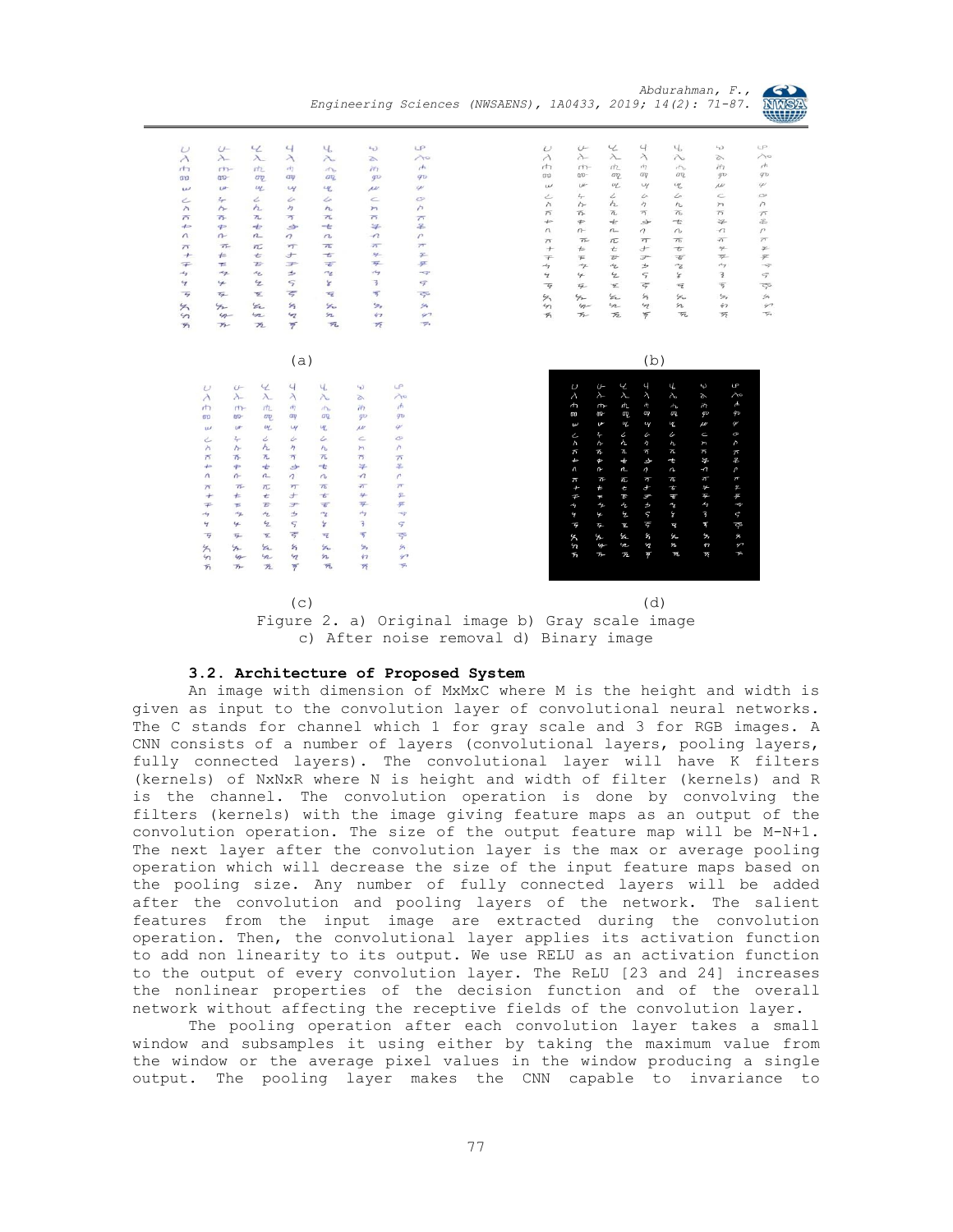Figure 2. a) Original image b) Gray scale image c) After noise removal d) Binary image

### 3.2. Architecture of Proposed System

An image with dimension of MxMxC where M is the height and width is given as input to the convolution layer of convolutional neural networks. The C stands for channel which 1 for gray scale and 3 for RGB images. A CNN consists of a number of layers (convolutional layers, pooling layers, fully connected layers). The convolutional layer will have K filters (kernels) of NxNxR where N is height and width of filter (kernels) and R is the channel. The convolution operation is done by convolving the filters (kernels) with the image giving feature maps as an output of the convolution operation. The size of the output feature map will be M-N+1. The next layer after the convolution layer is the max or average pooling operation which will decrease the size of the input feature maps based on the pooling size. Any number of fully connected layers will be added after the convolution and pooling layers of the network. The salient features from the input image are extracted during the convolution operation. Then, the convolutional layer applies its activation function to add non linearity to its output. We use RELU as an activation function to the output of every convolution layer. The ReLU [23 and 24] increases the nonlinear properties of the decision function and of the overall network without affecting the receptive fields of the convolution layer.

The pooling operation after each convolution layer takes a small window and subsamples it using either by taking the maximum value from the window or the average pixel values in the window producing a single output. The pooling layer makes the CNN capable to invariance to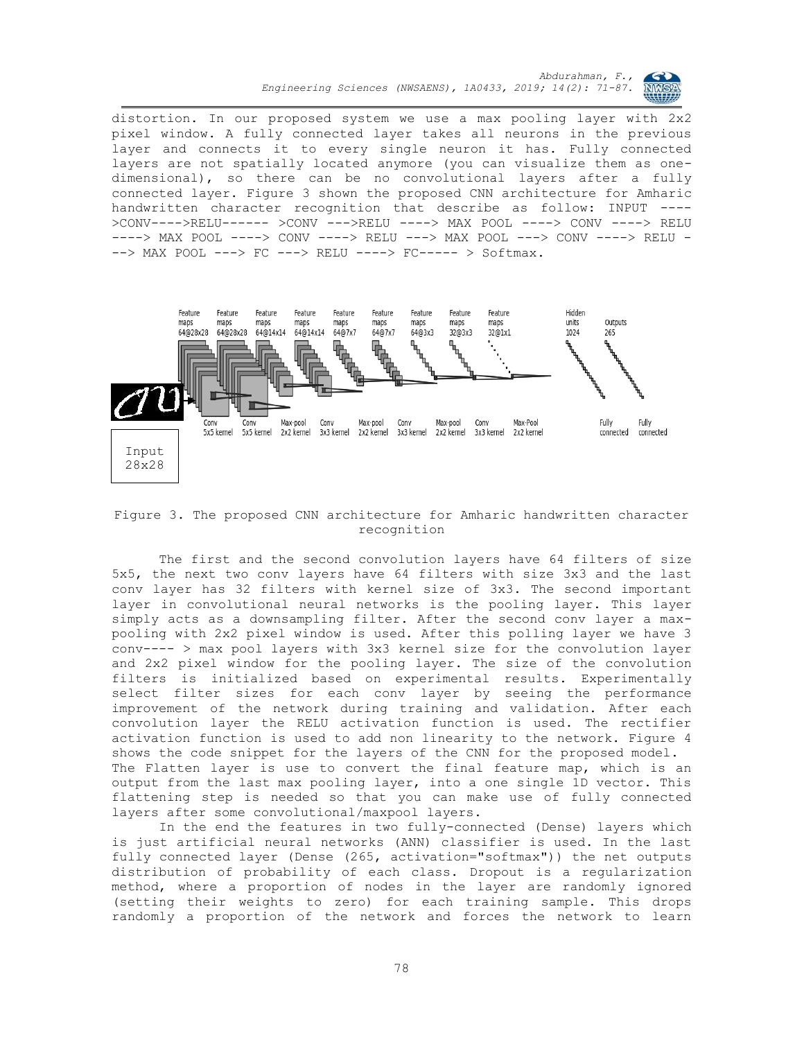distortion. In our proposed system we use a max pooling layer with 2x2 pixel window. A fully connected layer takes all neurons in the previous layer and connects it to every single neuron it has. Fully connected layers are not spatially located anymore (you can visualize them as one-dimensional), so there can be no convolutional layers after a fully connected layer. Figure 3 shown the proposed CNN architecture for Amharic handwritten character recognition that describe as follow: INPUT ---->CONV---->RELU------ >CONV --->RELU ----> MAX POOL ----> CONV ----> RELU ----> MAX POOL ----> CONV ----> RELU ---> MAX POOL ---> CONV ----> RELU ---> MAX POOL ---> FC ---> RELU ----> FC----- > Softmax.

Figure 3. The proposed CNN architecture for Amharic handwritten character recognition

The first and the second convolution layers have 64 filters of size 5x5, the next two conv layers have 64 filters with size 3x3 and the last conv layer has 32 filters with kernel size of 3x3. The second important layer in convolutional neural networks is the pooling layer. This layer simply acts as a downsampling filter. After the second conv layer a max-pooling with 2x2 pixel window is used. After this polling layer we have 3 conv---- > max pool layers with 3x3 kernel size for the convolution layer and 2x2 pixel window for the pooling layer. The size of the convolution filters is initialized based on experimental results. Experimentally select filter sizes for each conv layer by seeing the performance improvement of the network during training and validation. After each convolution layer the RELU activation function is used. The rectifier activation function is used to add non linearity to the network. Figure 4 shows the code snippet for the layers of the CNN for the proposed model.
The Flatten layer is use to convert the final feature map, which is an output from the last max pooling layer, into a one single 1D vector. This flattening step is needed so that you can make use of fully connected layers after some convolutional/maxpool layers.

In the end the features in two fully-connected (Dense) layers which is just artificial neural networks (ANN) classifier is used. In the last fully connected layer (Dense (265, activation="softmax")) the net outputs distribution of probability of each class. Dropout is a regularization method, where a proportion of nodes in the layer are randomly ignored (setting their weights to zero) for each training sample. This drops randomly a proportion of the network and forces the network to learn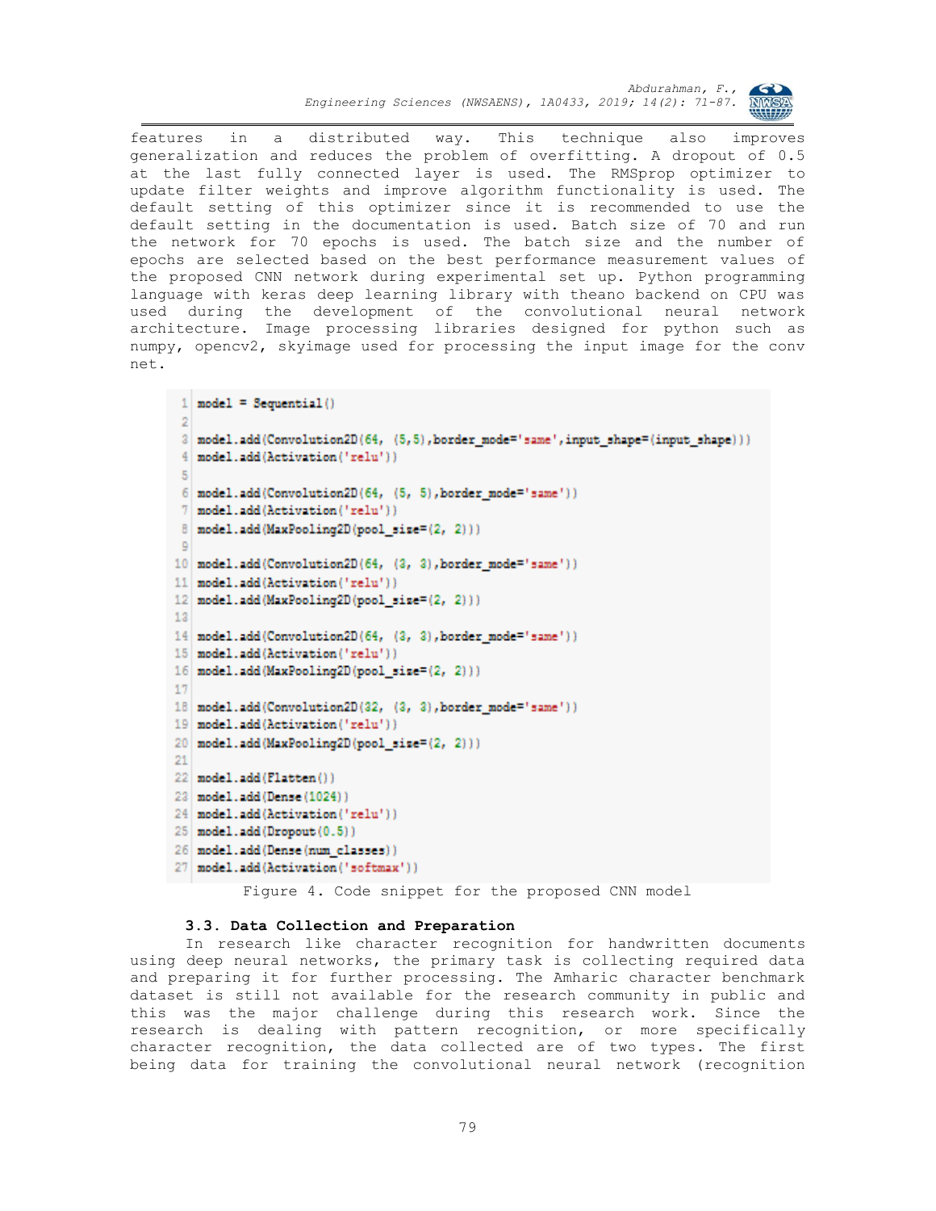features in a distributed way. This technique also improves generalization and reduces the problem of overfitting. A dropout of 0.5 at the last fully connected layer is used. The RMSprop optimizer to update filter weights and improve algorithm functionality is used. The default setting of this optimizer since it is recommended to use the default setting in the documentation is used. Batch size of 70 and run the network for 70 epochs is used. The batch size and the number of epochs are selected based on the best performance measurement values of the proposed CNN network during experimental set up. Python programming language with keras deep learning library with theano backend on CPU was used during the development of the convolutional neural network architecture. Image processing libraries designed for python such as numpy, opencv2, skyimage used for processing the input image for the conv net.

```
model = Sequential()

model.add(Convolution2D(64, (5,5),border_mode='same',input_shape=(input_shape)))
model.add(Activation('relu'))

model.add(Convolution2D(64, (5, 5),border_mode='same'))
model.add(Activation('relu'))
model.add(MaxPooling2D(pool_size=(2, 2)))

model.add(Convolution2D(64, (3, 3),border_mode='same'))
model.add(Activation('relu'))
model.add(MaxPooling2D(pool_size=(2, 2)))

model.add(Convolution2D(64, (3, 3),border_mode='same'))
model.add(Activation('relu'))
model.add(MaxPooling2D(pool_size=(2, 2)))

model.add(Convolution2D(32, (3, 3),border_mode='same'))
model.add(Activation('relu'))
model.add(MaxPooling2D(pool_size=(2, 2)))

model.add(Flatten())
model.add(Dense(1024))
model.add(Activation('relu'))
model.add(Dropout(0.5))
model.add(Dense(num_classes))
model.add(Activation('softmax'))
```

Figure 4. Code snippet for the proposed CNN model

### 3.3. Data Collection and Preparation

In research like character recognition for handwritten documents using deep neural networks, the primary task is collecting required data and preparing it for further processing. The Amharic character benchmark dataset is still not available for the research community in public and this was the major challenge during this research work. Since the research is dealing with pattern recognition, or more specifically character recognition, the data collected are of two types. The first being data for training the convolutional neural network (recognition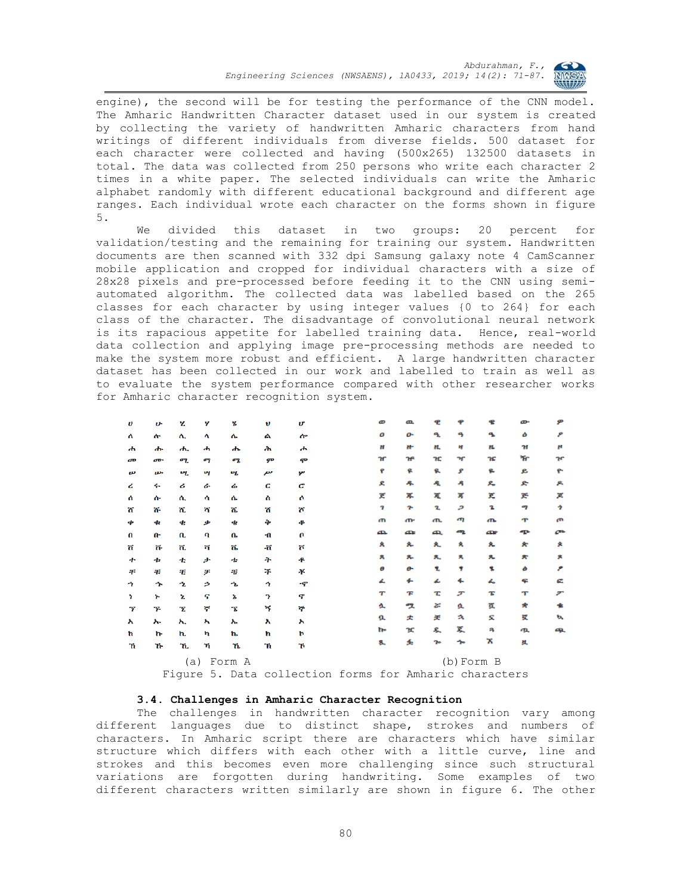engine), the second will be for testing the performance of the CNN model. The Amharic Handwritten Character dataset used in our system is created by collecting the variety of handwritten Amharic characters from hand writings of different individuals from diverse fields. 500 dataset for each character were collected and having (500x265) 132500 datasets in total. The data was collected from 250 persons who write each character 2 times in a white paper. The selected individuals can write the Amharic alphabet randomly with different educational background and different age ranges. Each individual wrote each character on the forms shown in figure 5.

We divided this dataset in two groups: 20 percent for validation/testing and the remaining for training our system. Handwritten documents are then scanned with 332 dpi Samsung galaxy note 4 CamScanner mobile application and cropped for individual characters with a size of 28x28 pixels and pre-processed before feeding it to the CNN using semi-automated algorithm. The collected data was labelled based on the 265 classes for each character by using integer values {0 to 264} for each class of the character. The disadvantage of convolutional neural network is its rapacious appetite for labelled training data. Hence, real-world data collection and applying image pre-processing methods are needed to make the system more robust and efficient. A large handwritten character dataset has been collected in our work and labelled to train as well as to evaluate the system performance compared with other researcher works for Amharic character recognition system.

(a) Form A (b) Form B

Figure 5. Data collection forms for Amharic characters

### 3.4. Challenges in Amharic Character Recognition

The challenges in handwritten character recognition vary among different languages due to distinct shape, strokes and numbers of characters. In Amharic script there are characters which have similar structure which differs with each other with a little curve, line and strokes and this becomes even more challenging since such structural variations are forgotten during handwriting. Some examples of two different characters written similarly are shown in figure 6. The other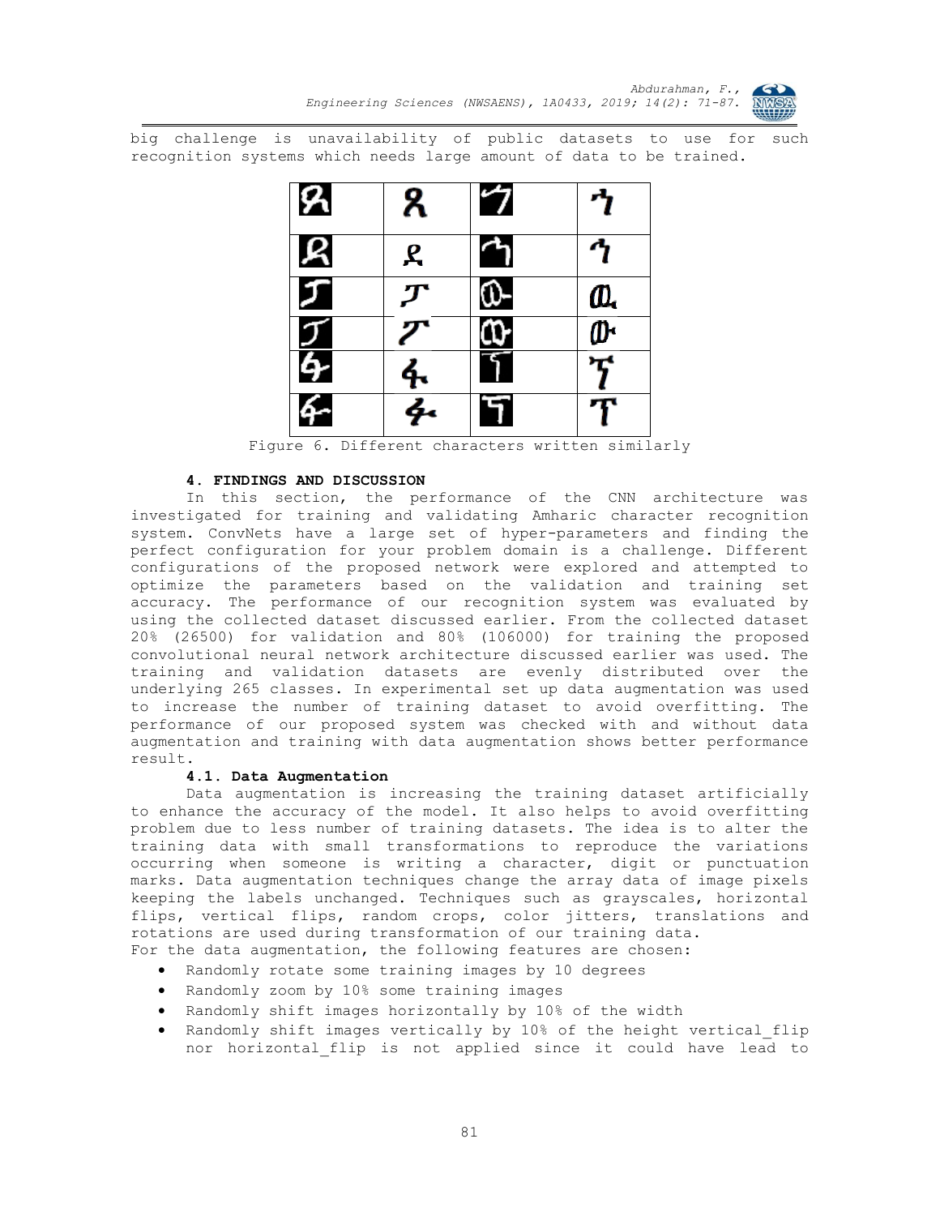big challenge is unavailability of public datasets to use for such recognition systems which needs large amount of data to be trained.

Figure 6. Different characters written similarly

### 4. FINDINGS AND DISCUSSION

In this section, the performance of the CNN architecture was investigated for training and validating Amharic character recognition system. ConvNets have a large set of hyper-parameters and finding the perfect configuration for your problem domain is a challenge. Different configurations of the proposed network were explored and attempted to optimize the parameters based on the validation and training set accuracy. The performance of our recognition system was evaluated by using the collected dataset discussed earlier. From the collected dataset 20% (26500) for validation and 80% (106000) for training the proposed convolutional neural network architecture discussed earlier was used. The training and validation datasets are evenly distributed over the underlying 265 classes. In experimental set up data augmentation was used to increase the number of training dataset to avoid overfitting. The performance of our proposed system was checked with and without data augmentation and training with data augmentation shows better performance result.

#### 4.1. Data Augmentation

Data augmentation is increasing the training dataset artificially to enhance the accuracy of the model. It also helps to avoid overfitting problem due to less number of training datasets. The idea is to alter the training data with small transformations to reproduce the variations occurring when someone is writing a character, digit or punctuation marks. Data augmentation techniques change the array data of image pixels keeping the labels unchanged. Techniques such as grayscales, horizontal flips, vertical flips, random crops, color jitters, translations and rotations are used during transformation of our training data.

For the data augmentation, the following features are chosen:

- Randomly rotate some training images by 10 degrees
- Randomly zoom by 10% some training images
- Randomly shift images horizontally by 10% of the width
- Randomly shift images vertically by 10% of the height vertical_flip nor horizontal_flip is not applied since it could have lead to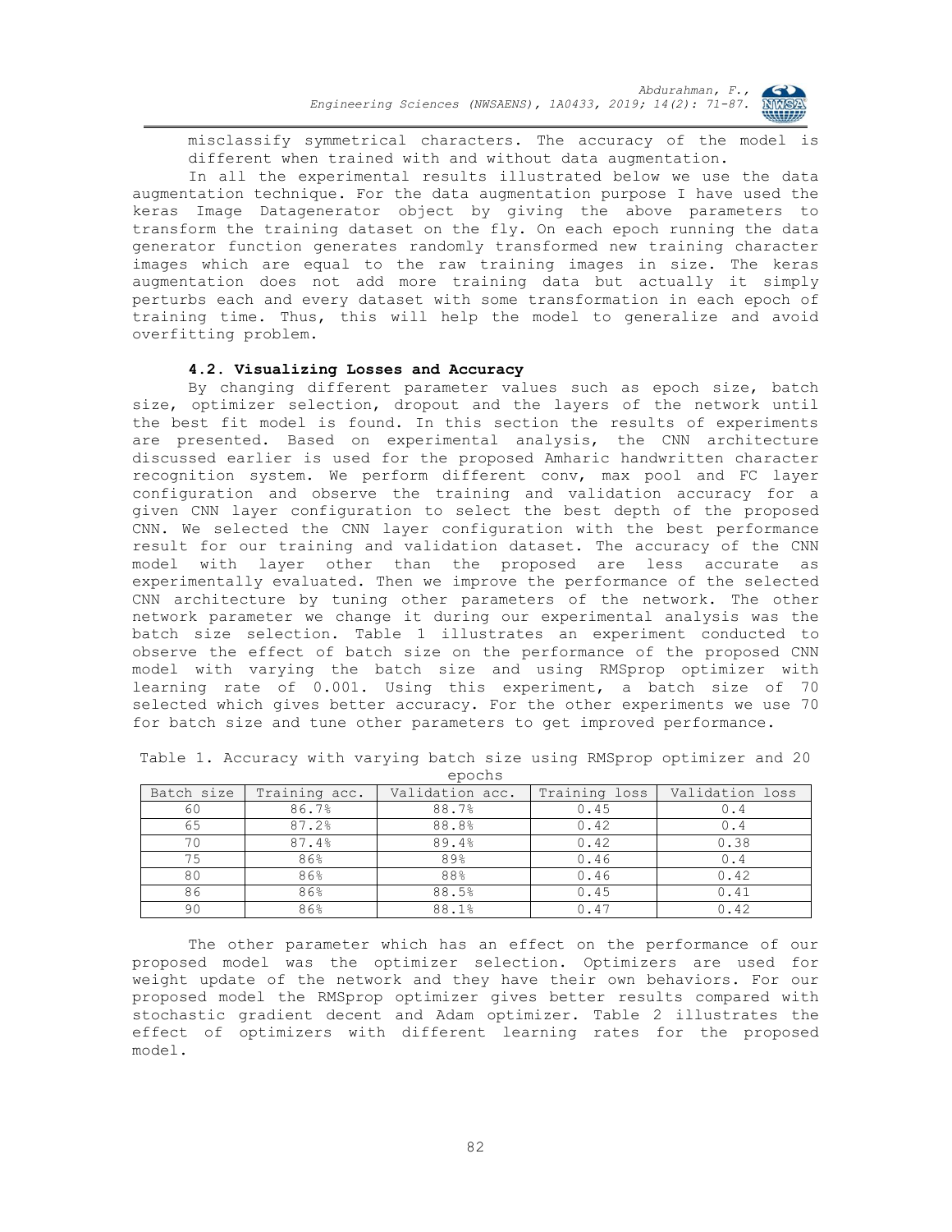misclassify symmetrical characters. The accuracy of the model is different when trained with and without data augmentation.

In all the experimental results illustrated below we use the data augmentation technique. For the data augmentation purpose I have used the keras Image Datagenerator object by giving the above parameters to transform the training dataset on the fly. On each epoch running the data generator function generates randomly transformed new training character images which are equal to the raw training images in size. The keras augmentation does not add more training data but actually it simply perturbs each and every dataset with some transformation in each epoch of training time. Thus, this will help the model to generalize and avoid overfitting problem.

### 4.2. Visualizing Losses and Accuracy

By changing different parameter values such as epoch size, batch size, optimizer selection, dropout and the layers of the network until the best fit model is found. In this section the results of experiments are presented. Based on experimental analysis, the CNN architecture discussed earlier is used for the proposed Amharic handwritten character recognition system. We perform different conv, max pool and FC layer configuration and observe the training and validation accuracy for a given CNN layer configuration to select the best depth of the proposed CNN. We selected the CNN layer configuration with the best performance result for our training and validation dataset. The accuracy of the CNN model with layer other than the proposed are less accurate as experimentally evaluated. Then we improve the performance of the selected CNN architecture by tuning other parameters of the network. The other network parameter we change it during our experimental analysis was the batch size selection. Table 1 illustrates an experiment conducted to observe the effect of batch size on the performance of the proposed CNN model with varying the batch size and using RMSprop optimizer with learning rate of 0.001. Using this experiment, a batch size of 70 selected which gives better accuracy. For the other experiments we use 70 for batch size and tune other parameters to get improved performance.

Table 1. Accuracy with varying batch size using RMSprop optimizer and 20 epochs

| Batch size | Training acc. | Validation acc. | Training loss | Validation loss |
|---|---|---|---|---|
| 60 | 86.7% | 88.7% | 0.45 | 0.4 |
| 65 | 87.2% | 88.8% | 0.42 | 0.4 |
| 70 | 87.4% | 89.4% | 0.42 | 0.38 |
| 75 | 86% | 89% | 0.46 | 0.4 |
| 80 | 86% | 88% | 0.46 | 0.42 |
| 86 | 86% | 88.5% | 0.45 | 0.41 |
| 90 | 86% | 88.1% | 0.47 | 0.42 |

The other parameter which has an effect on the performance of our proposed model was the optimizer selection. Optimizers are used for weight update of the network and they have their own behaviors. For our proposed model the RMSprop optimizer gives better results compared with stochastic gradient decent and Adam optimizer. Table 2 illustrates the effect of optimizers with different learning rates for the proposed model.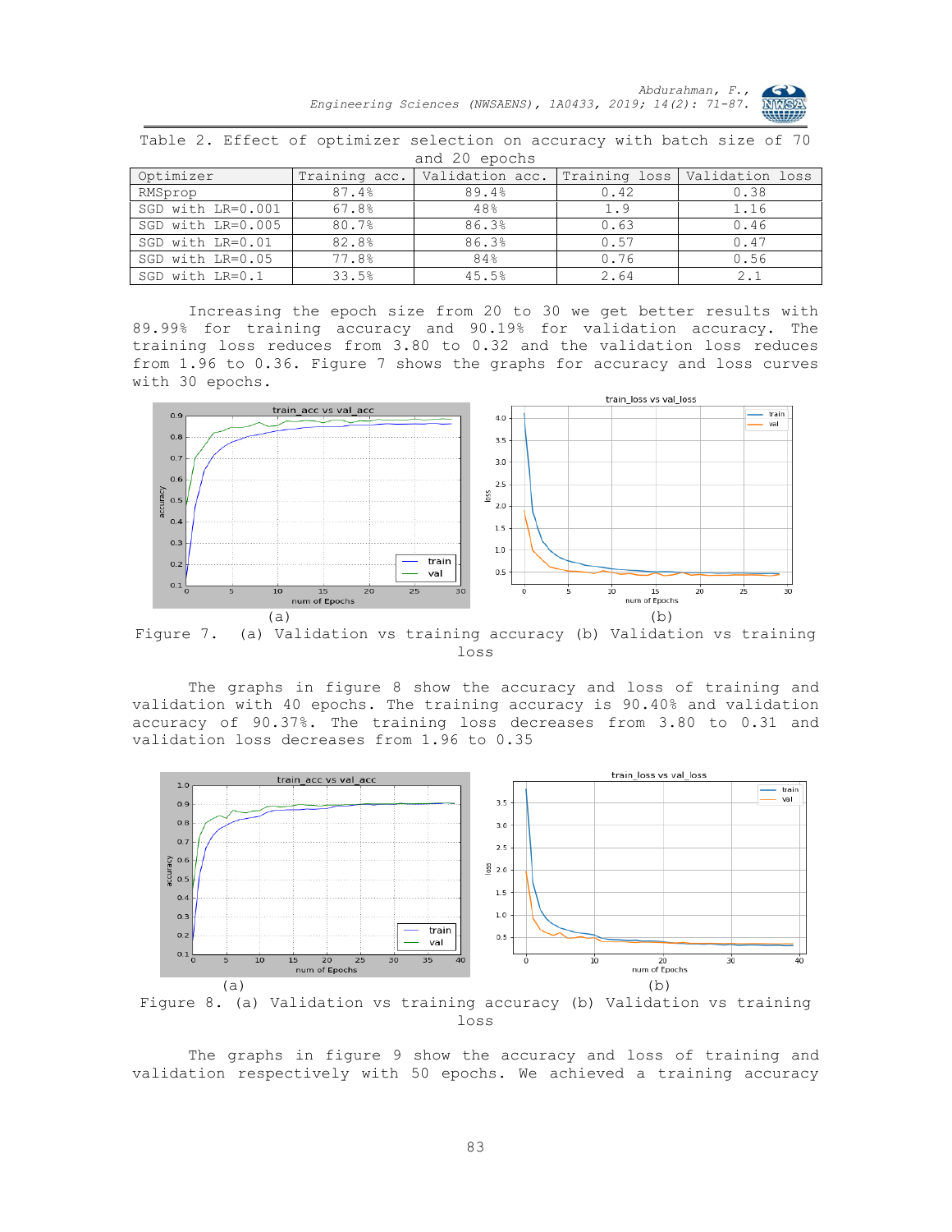Table 2. Effect of optimizer selection on accuracy with batch size of 70 and 20 epochs

| Optimizer | Training acc. | Validation acc. | Training loss | Validation loss |
|---|---|---|---|---|
| RMSprop | 87.4% | 89.4% | 0.42 | 0.38 |
| SGD with LR=0.001 | 67.8% | 48% | 1.9 | 1.16 |
| SGD with LR=0.005 | 80.7% | 86.3% | 0.63 | 0.46 |
| SGD with LR=0.01 | 82.8% | 86.3% | 0.57 | 0.47 |
| SGD with LR=0.05 | 77.8% | 84% | 0.76 | 0.56 |
| SGD with LR=0.1 | 33.5% | 45.5% | 2.64 | 2.1 |

Increasing the epoch size from 20 to 30 we get better results with 89.99% for training accuracy and 90.19% for validation accuracy. The training loss reduces from 3.80 to 0.32 and the validation loss reduces from 1.96 to 0.36. Figure 7 shows the graphs for accuracy and loss curves with 30 epochs.

(a) (b)

Figure 7. (a) Validation vs training accuracy (b) Validation vs training loss

The graphs in figure 8 show the accuracy and loss of training and validation with 40 epochs. The training accuracy is 90.40% and validation accuracy of 90.37%. The training loss decreases from 3.80 to 0.31 and validation loss decreases from 1.96 to 0.35

(a) (b)

Figure 8. (a) Validation vs training accuracy (b) Validation vs training loss

The graphs in figure 9 show the accuracy and loss of training and validation respectively with 50 epochs. We achieved a training accuracy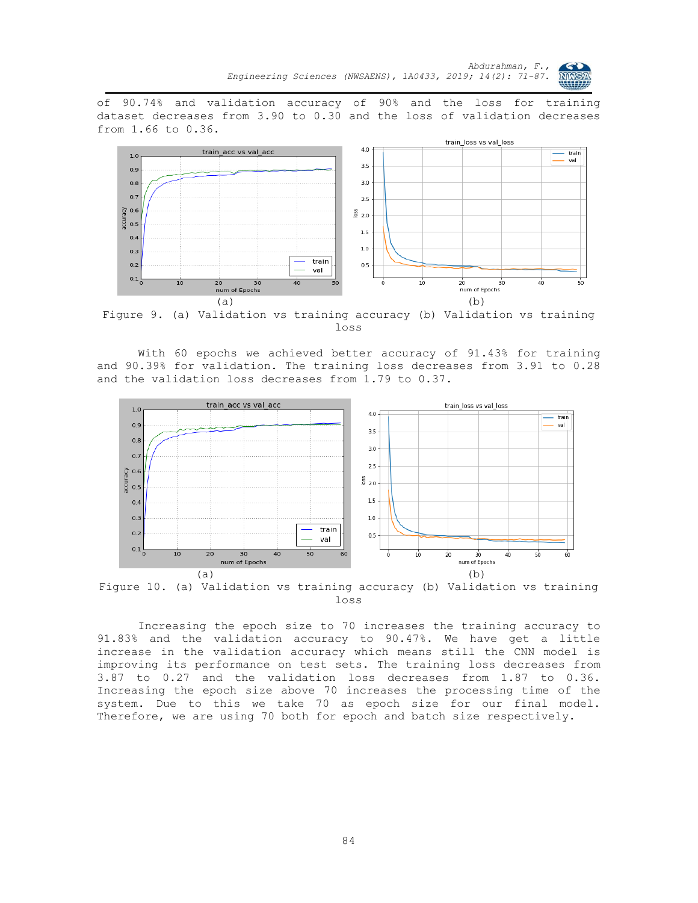of 90.74% and validation accuracy of 90% and the loss for training dataset decreases from 3.90 to 0.30 and the loss of validation decreases from 1.66 to 0.36.

(a) (b)

Figure 9. (a) Validation vs training accuracy (b) Validation vs training loss

With 60 epochs we achieved better accuracy of 91.43% for training and 90.39% for validation. The training loss decreases from 3.91 to 0.28 and the validation loss decreases from 1.79 to 0.37.

(a) (b)

Figure 10. (a) Validation vs training accuracy (b) Validation vs training loss

Increasing the epoch size to 70 increases the training accuracy to 91.83% and the validation accuracy to 90.47%. We have get a little increase in the validation accuracy which means still the CNN model is improving its performance on test sets. The training loss decreases from 3.87 to 0.27 and the validation loss decreases from 1.87 to 0.36. Increasing the epoch size above 70 increases the processing time of the system. Due to this we take 70 as epoch size for our final model. Therefore, we are using 70 both for epoch and batch size respectively.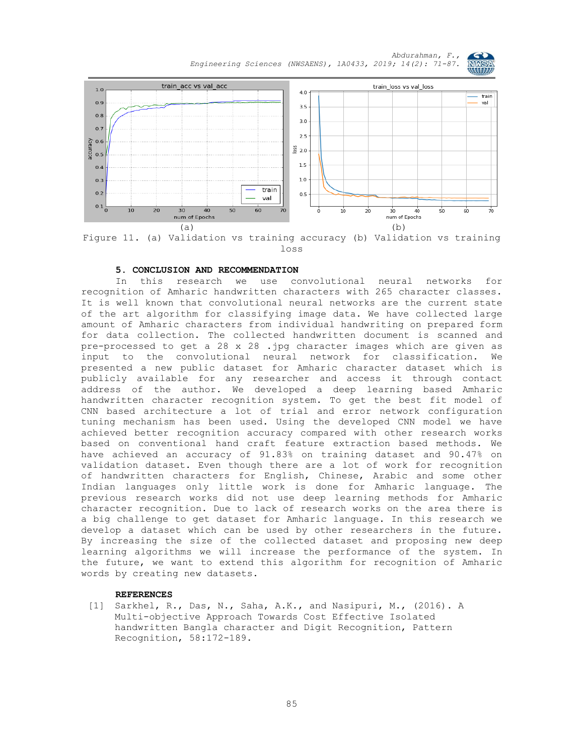Figure 11. (a) Validation vs training accuracy (b) Validation vs training loss

## 5. CONCLUSION AND RECOMMENDATION

In this research we use convolutional neural networks for recognition of Amharic handwritten characters with 265 character classes. It is well known that convolutional neural networks are the current state of the art algorithm for classifying image data. We have collected large amount of Amharic characters from individual handwriting on prepared form for data collection. The collected handwritten document is scanned and pre-processed to get a 28 x 28 .jpg character images which are given as input to the convolutional neural network for classification. We presented a new public dataset for Amharic character dataset which is publicly available for any researcher and access it through contact address of the author. We developed a deep learning based Amharic handwritten character recognition system. To get the best fit model of CNN based architecture a lot of trial and error network configuration tuning mechanism has been used. Using the developed CNN model we have achieved better recognition accuracy compared with other research works based on conventional hand craft feature extraction based methods. We have achieved an accuracy of 91.83% on training dataset and 90.47% on validation dataset. Even though there are a lot of work for recognition of handwritten characters for English, Chinese, Arabic and some other Indian languages only little work is done for Amharic language. The previous research works did not use deep learning methods for Amharic character recognition. Due to lack of research works on the area there is a big challenge to get dataset for Amharic language. In this research we develop a dataset which can be used by other researchers in the future. By increasing the size of the collected dataset and proposing new deep learning algorithms we will increase the performance of the system. In the future, we want to extend this algorithm for recognition of Amharic words by creating new datasets.

## REFERENCES

[1] Sarkhel, R., Das, N., Saha, A.K., and Nasipuri, M., (2016). A Multi-objective Approach Towards Cost Effective Isolated handwritten Bangla character and Digit Recognition, Pattern Recognition, 58:172-189.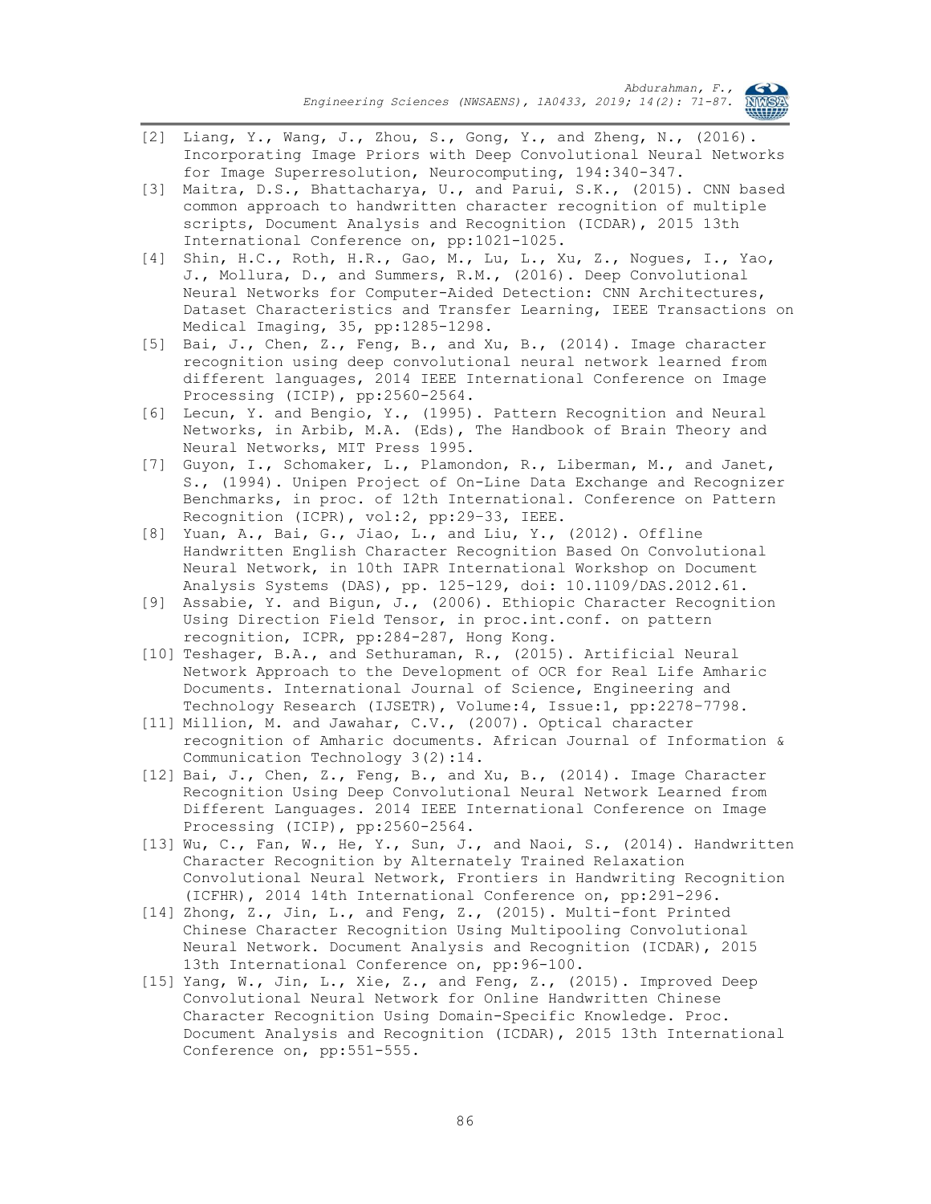[2] Liang, Y., Wang, J., Zhou, S., Gong, Y., and Zheng, N., (2016). Incorporating Image Priors with Deep Convolutional Neural Networks for Image Superresolution, Neurocomputing, 194:340-347.

[3] Maitra, D.S., Bhattacharya, U., and Parui, S.K., (2015). CNN based common approach to handwritten character recognition of multiple scripts, Document Analysis and Recognition (ICDAR), 2015 13th International Conference on, pp:1021-1025.

[4] Shin, H.C., Roth, H.R., Gao, M., Lu, L., Xu, Z., Nogues, I., Yao, J., Mollura, D., and Summers, R.M., (2016). Deep Convolutional Neural Networks for Computer-Aided Detection: CNN Architectures, Dataset Characteristics and Transfer Learning, IEEE Transactions on Medical Imaging, 35, pp:1285-1298.

[5] Bai, J., Chen, Z., Feng, B., and Xu, B., (2014). Image character recognition using deep convolutional neural network learned from different languages, 2014 IEEE International Conference on Image Processing (ICIP), pp:2560-2564.

[6] Lecun, Y. and Bengio, Y., (1995). Pattern Recognition and Neural Networks, in Arbib, M.A. (Eds), The Handbook of Brain Theory and Neural Networks, MIT Press 1995.

[7] Guyon, I., Schomaker, L., Plamondon, R., Liberman, M., and Janet, S., (1994). Unipen Project of On-Line Data Exchange and Recognizer Benchmarks, in proc. of 12th International. Conference on Pattern Recognition (ICPR), vol:2, pp:29–33, IEEE.

[8] Yuan, A., Bai, G., Jiao, L., and Liu, Y., (2012). Offline Handwritten English Character Recognition Based On Convolutional Neural Network, in 10th IAPR International Workshop on Document Analysis Systems (DAS), pp. 125-129, doi: 10.1109/DAS.2012.61.

[9] Assabie, Y. and Bigun, J., (2006). Ethiopic Character Recognition Using Direction Field Tensor, in proc.int.conf. on pattern recognition, ICPR, pp:284-287, Hong Kong.

[10] Teshager, B.A., and Sethuraman, R., (2015). Artificial Neural Network Approach to the Development of OCR for Real Life Amharic Documents. International Journal of Science, Engineering and Technology Research (IJSETR), Volume:4, Issue:1, pp:2278–7798.

[11] Million, M. and Jawahar, C.V., (2007). Optical character recognition of Amharic documents. African Journal of Information & Communication Technology 3(2):14.

[12] Bai, J., Chen, Z., Feng, B., and Xu, B., (2014). Image Character Recognition Using Deep Convolutional Neural Network Learned from Different Languages. 2014 IEEE International Conference on Image Processing (ICIP), pp:2560-2564.

[13] Wu, C., Fan, W., He, Y., Sun, J., and Naoi, S., (2014). Handwritten Character Recognition by Alternately Trained Relaxation Convolutional Neural Network, Frontiers in Handwriting Recognition (ICFHR), 2014 14th International Conference on, pp:291-296.

[14] Zhong, Z., Jin, L., and Feng, Z., (2015). Multi-font Printed Chinese Character Recognition Using Multipooling Convolutional Neural Network. Document Analysis and Recognition (ICDAR), 2015 13th International Conference on, pp:96-100.

[15] Yang, W., Jin, L., Xie, Z., and Feng, Z., (2015). Improved Deep Convolutional Neural Network for Online Handwritten Chinese Character Recognition Using Domain-Specific Knowledge. Proc. Document Analysis and Recognition (ICDAR), 2015 13th International Conference on, pp:551-555.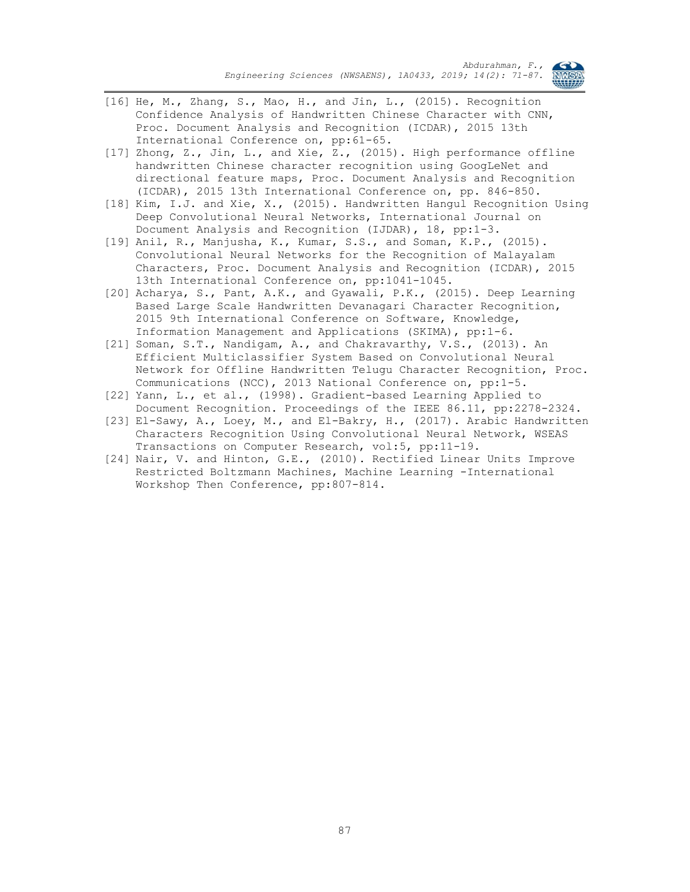[16] He, M., Zhang, S., Mao, H., and Jin, L., (2015). Recognition Confidence Analysis of Handwritten Chinese Character with CNN, Proc. Document Analysis and Recognition (ICDAR), 2015 13th International Conference on, pp:61-65.

[17] Zhong, Z., Jin, L., and Xie, Z., (2015). High performance offline handwritten Chinese character recognition using GoogLeNet and directional feature maps, Proc. Document Analysis and Recognition (ICDAR), 2015 13th International Conference on, pp. 846-850.

[18] Kim, I.J. and Xie, X., (2015). Handwritten Hangul Recognition Using Deep Convolutional Neural Networks, International Journal on Document Analysis and Recognition (IJDAR), 18, pp:1-3.

[19] Anil, R., Manjusha, K., Kumar, S.S., and Soman, K.P., (2015). Convolutional Neural Networks for the Recognition of Malayalam Characters, Proc. Document Analysis and Recognition (ICDAR), 2015 13th International Conference on, pp:1041-1045.

[20] Acharya, S., Pant, A.K., and Gyawali, P.K., (2015). Deep Learning Based Large Scale Handwritten Devanagari Character Recognition, 2015 9th International Conference on Software, Knowledge, Information Management and Applications (SKIMA), pp:1-6.

[21] Soman, S.T., Nandigam, A., and Chakravarthy, V.S., (2013). An Efficient Multiclassifier System Based on Convolutional Neural Network for Offline Handwritten Telugu Character Recognition, Proc. Communications (NCC), 2013 National Conference on, pp:1-5.

[22] Yann, L., et al., (1998). Gradient-based Learning Applied to Document Recognition. Proceedings of the IEEE 86.11, pp:2278-2324.

[23] El-Sawy, A., Loey, M., and El-Bakry, H., (2017). Arabic Handwritten Characters Recognition Using Convolutional Neural Network, WSEAS Transactions on Computer Research, vol:5, pp:11-19.

[24] Nair, V. and Hinton, G.E., (2010). Rectified Linear Units Improve Restricted Boltzmann Machines, Machine Learning -International Workshop Then Conference, pp:807-814.